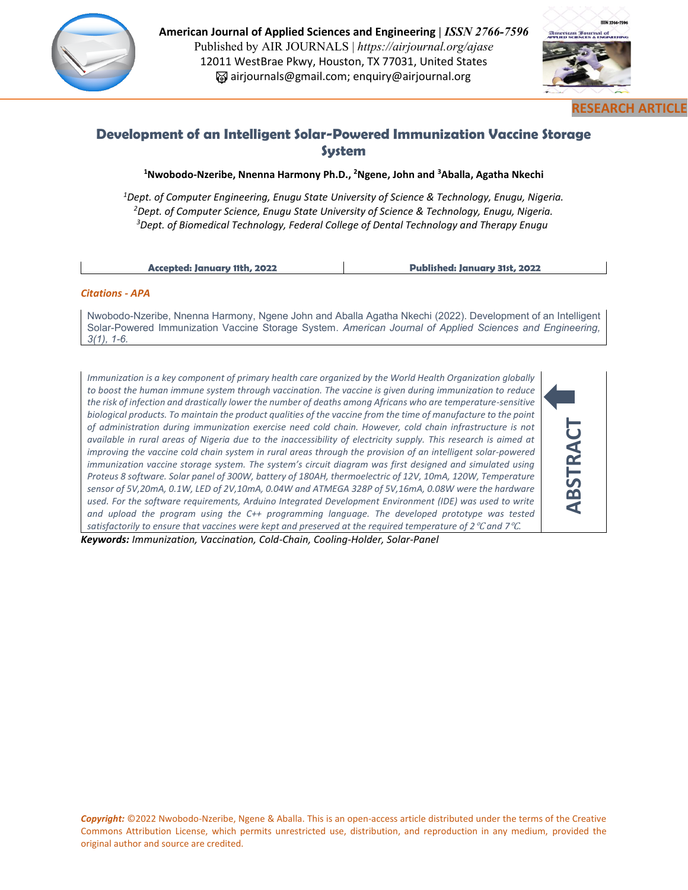American Journal of Applied Sciences and Engineering | *ISSN 2766-7596*
Published by AIR JOURNALS | *https://airjournal.org/ajase*
12011 WestBrae Pkwy, Houston, TX 77031, United States
airjournals@gmail.com; enquiry@airjournal.org

**RESEARCH ARTICLE**

# Development of an Intelligent Solar-Powered Immunization Vaccine Storage System

**[1]Nwobodo-Nzeribe, Nnenna Harmony Ph.D., [2]Ngene, John and [3]Aballa, Agatha Nkechi**

*[1]Dept. of Computer Engineering, Enugu State University of Science & Technology, Enugu, Nigeria.*
*[2]Dept. of Computer Science, Enugu State University of Science & Technology, Enugu, Nigeria.*
*[3]Dept. of Biomedical Technology, Federal College of Dental Technology and Therapy Enugu*

| Accepted: January 11th, 2022 | Published: January 31st, 2022 |
| --- | --- |

***Citations - APA***

Nwobodo-Nzeribe, Nnenna Harmony, Ngene John and Aballa Agatha Nkechi (2022). Development of an Intelligent Solar-Powered Immunization Vaccine Storage System. *American Journal of Applied Sciences and Engineering, 3(1), 1-6.*

## ABSTRACT

*Immunization is a key component of primary health care organized by the World Health Organization globally to boost the human immune system through vaccination. The vaccine is given during immunization to reduce the risk of infection and drastically lower the number of deaths among Africans who are temperature-sensitive biological products. To maintain the product qualities of the vaccine from the time of manufacture to the point of administration during immunization exercise need cold chain. However, cold chain infrastructure is not available in rural areas of Nigeria due to the inaccessibility of electricity supply. This research is aimed at improving the vaccine cold chain system in rural areas through the provision of an intelligent solar-powered immunization vaccine storage system. The system's circuit diagram was first designed and simulated using Proteus 8 software. Solar panel of 300W, battery of 180AH, thermoelectric of 12V, 10mA, 120W, Temperature sensor of 5V,20mA, 0.1W, LED of 2V,10mA, 0.04W and ATMEGA 328P of 5V,16mA, 0.08W were the hardware used. For the software requirements, Arduino Integrated Development Environment (IDE) was used to write and upload the program using the C++ programming language. The developed prototype was tested satisfactorily to ensure that vaccines were kept and preserved at the required temperature of 2℃ and 7℃.*

**Keywords:** *Immunization, Vaccination, Cold-Chain, Cooling-Holder, Solar-Panel*

*Copyright:* ©2022 Nwobodo-Nzeribe, Ngene & Aballa. This is an open-access article distributed under the terms of the Creative Commons Attribution License, which permits unrestricted use, distribution, and reproduction in any medium, provided the original author and source are credited.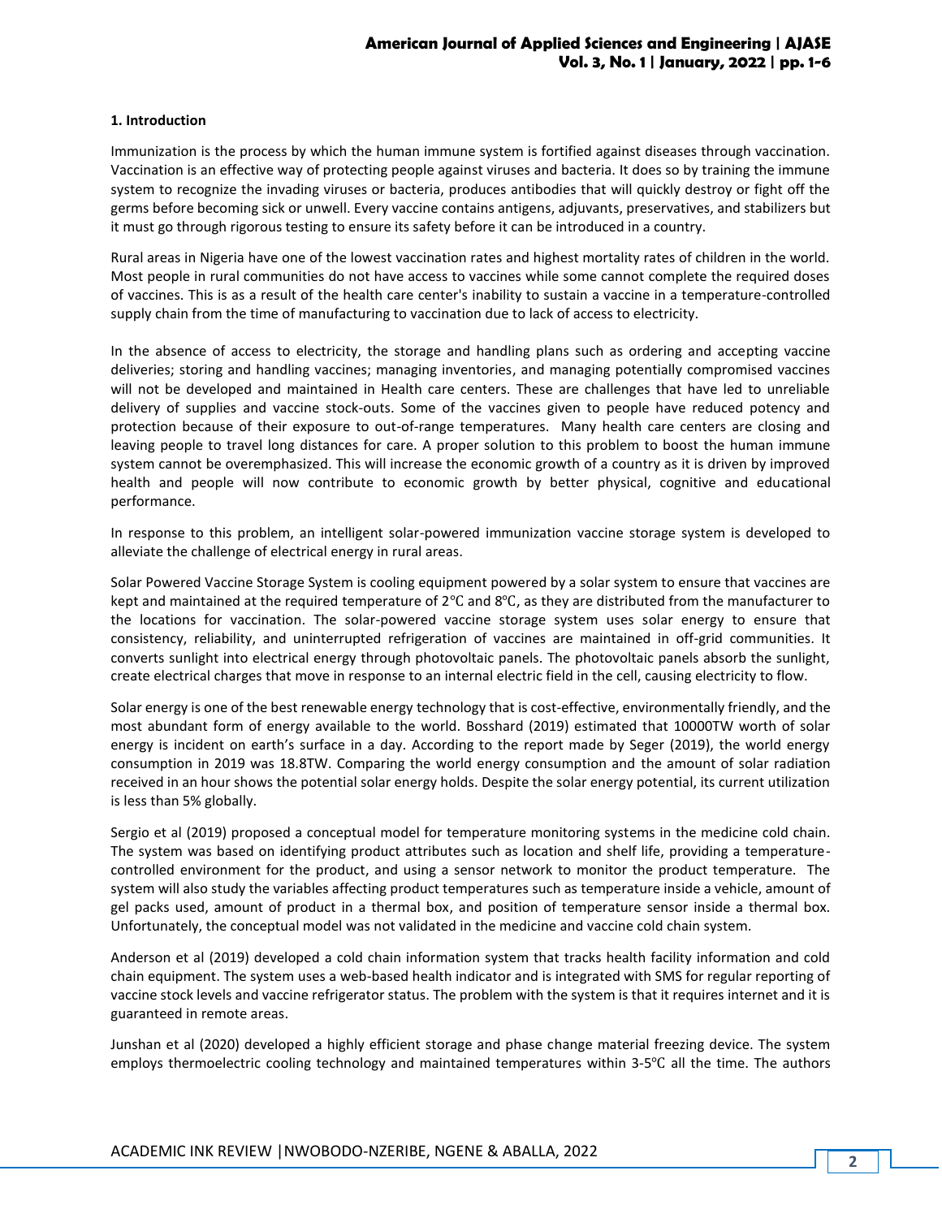## 1. Introduction

Immunization is the process by which the human immune system is fortified against diseases through vaccination. Vaccination is an effective way of protecting people against viruses and bacteria. It does so by training the immune system to recognize the invading viruses or bacteria, produces antibodies that will quickly destroy or fight off the germs before becoming sick or unwell. Every vaccine contains antigens, adjuvants, preservatives, and stabilizers but it must go through rigorous testing to ensure its safety before it can be introduced in a country.

Rural areas in Nigeria have one of the lowest vaccination rates and highest mortality rates of children in the world. Most people in rural communities do not have access to vaccines while some cannot complete the required doses of vaccines. This is as a result of the health care center's inability to sustain a vaccine in a temperature-controlled supply chain from the time of manufacturing to vaccination due to lack of access to electricity.

In the absence of access to electricity, the storage and handling plans such as ordering and accepting vaccine deliveries; storing and handling vaccines; managing inventories, and managing potentially compromised vaccines will not be developed and maintained in Health care centers. These are challenges that have led to unreliable delivery of supplies and vaccine stock-outs. Some of the vaccines given to people have reduced potency and protection because of their exposure to out-of-range temperatures. Many health care centers are closing and leaving people to travel long distances for care. A proper solution to this problem to boost the human immune system cannot be overemphasized. This will increase the economic growth of a country as it is driven by improved health and people will now contribute to economic growth by better physical, cognitive and educational performance.

In response to this problem, an intelligent solar-powered immunization vaccine storage system is developed to alleviate the challenge of electrical energy in rural areas.

Solar Powered Vaccine Storage System is cooling equipment powered by a solar system to ensure that vaccines are kept and maintained at the required temperature of 2℃ and 8℃, as they are distributed from the manufacturer to the locations for vaccination. The solar-powered vaccine storage system uses solar energy to ensure that consistency, reliability, and uninterrupted refrigeration of vaccines are maintained in off-grid communities. It converts sunlight into electrical energy through photovoltaic panels. The photovoltaic panels absorb the sunlight, create electrical charges that move in response to an internal electric field in the cell, causing electricity to flow.

Solar energy is one of the best renewable energy technology that is cost-effective, environmentally friendly, and the most abundant form of energy available to the world. Bosshard (2019) estimated that 10000TW worth of solar energy is incident on earth's surface in a day. According to the report made by Seger (2019), the world energy consumption in 2019 was 18.8TW. Comparing the world energy consumption and the amount of solar radiation received in an hour shows the potential solar energy holds. Despite the solar energy potential, its current utilization is less than 5% globally.

Sergio et al (2019) proposed a conceptual model for temperature monitoring systems in the medicine cold chain. The system was based on identifying product attributes such as location and shelf life, providing a temperature-controlled environment for the product, and using a sensor network to monitor the product temperature. The system will also study the variables affecting product temperatures such as temperature inside a vehicle, amount of gel packs used, amount of product in a thermal box, and position of temperature sensor inside a thermal box. Unfortunately, the conceptual model was not validated in the medicine and vaccine cold chain system.

Anderson et al (2019) developed a cold chain information system that tracks health facility information and cold chain equipment. The system uses a web-based health indicator and is integrated with SMS for regular reporting of vaccine stock levels and vaccine refrigerator status. The problem with the system is that it requires internet and it is guaranteed in remote areas.

Junshan et al (2020) developed a highly efficient storage and phase change material freezing device. The system employs thermoelectric cooling technology and maintained temperatures within 3-5℃ all the time. The authors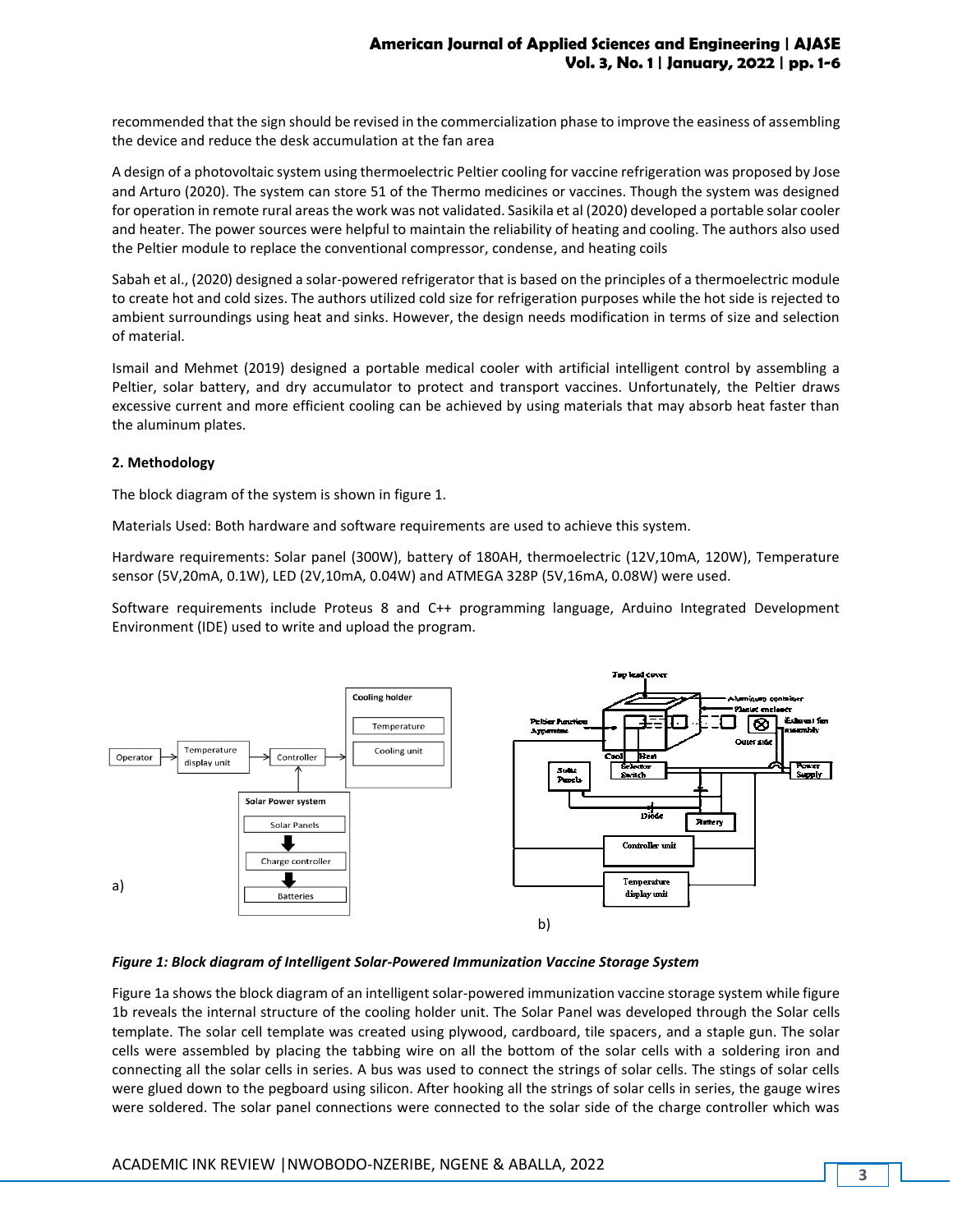recommended that the sign should be revised in the commercialization phase to improve the easiness of assembling the device and reduce the desk accumulation at the fan area

A design of a photovoltaic system using thermoelectric Peltier cooling for vaccine refrigeration was proposed by Jose and Arturo (2020). The system can store 51 of the Thermo medicines or vaccines. Though the system was designed for operation in remote rural areas the work was not validated. Sasikila et al (2020) developed a portable solar cooler and heater. The power sources were helpful to maintain the reliability of heating and cooling. The authors also used the Peltier module to replace the conventional compressor, condense, and heating coils

Sabah et al., (2020) designed a solar-powered refrigerator that is based on the principles of a thermoelectric module to create hot and cold sizes. The authors utilized cold size for refrigeration purposes while the hot side is rejected to ambient surroundings using heat and sinks. However, the design needs modification in terms of size and selection of material.

Ismail and Mehmet (2019) designed a portable medical cooler with artificial intelligent control by assembling a Peltier, solar battery, and dry accumulator to protect and transport vaccines. Unfortunately, the Peltier draws excessive current and more efficient cooling can be achieved by using materials that may absorb heat faster than the aluminum plates.

**2. Methodology**

The block diagram of the system is shown in figure 1.

Materials Used: Both hardware and software requirements are used to achieve this system.

Hardware requirements: Solar panel (300W), battery of 180AH, thermoelectric (12V,10mA, 120W), Temperature sensor (5V,20mA, 0.1W), LED (2V,10mA, 0.04W) and ATMEGA 328P (5V,16mA, 0.08W) were used.

Software requirements include Proteus 8 and C++ programming language, Arduino Integrated Development Environment (IDE) used to write and upload the program.

a) b)

***Figure 1: Block diagram of Intelligent Solar-Powered Immunization Vaccine Storage System***

Figure 1a shows the block diagram of an intelligent solar-powered immunization vaccine storage system while figure 1b reveals the internal structure of the cooling holder unit. The Solar Panel was developed through the Solar cells template. The solar cell template was created using plywood, cardboard, tile spacers, and a staple gun. The solar cells were assembled by placing the tabbing wire on all the bottom of the solar cells with a soldering iron and connecting all the solar cells in series. A bus was used to connect the strings of solar cells. The stings of solar cells were glued down to the pegboard using silicon. After hooking all the strings of solar cells in series, the gauge wires were soldered. The solar panel connections were connected to the solar side of the charge controller which was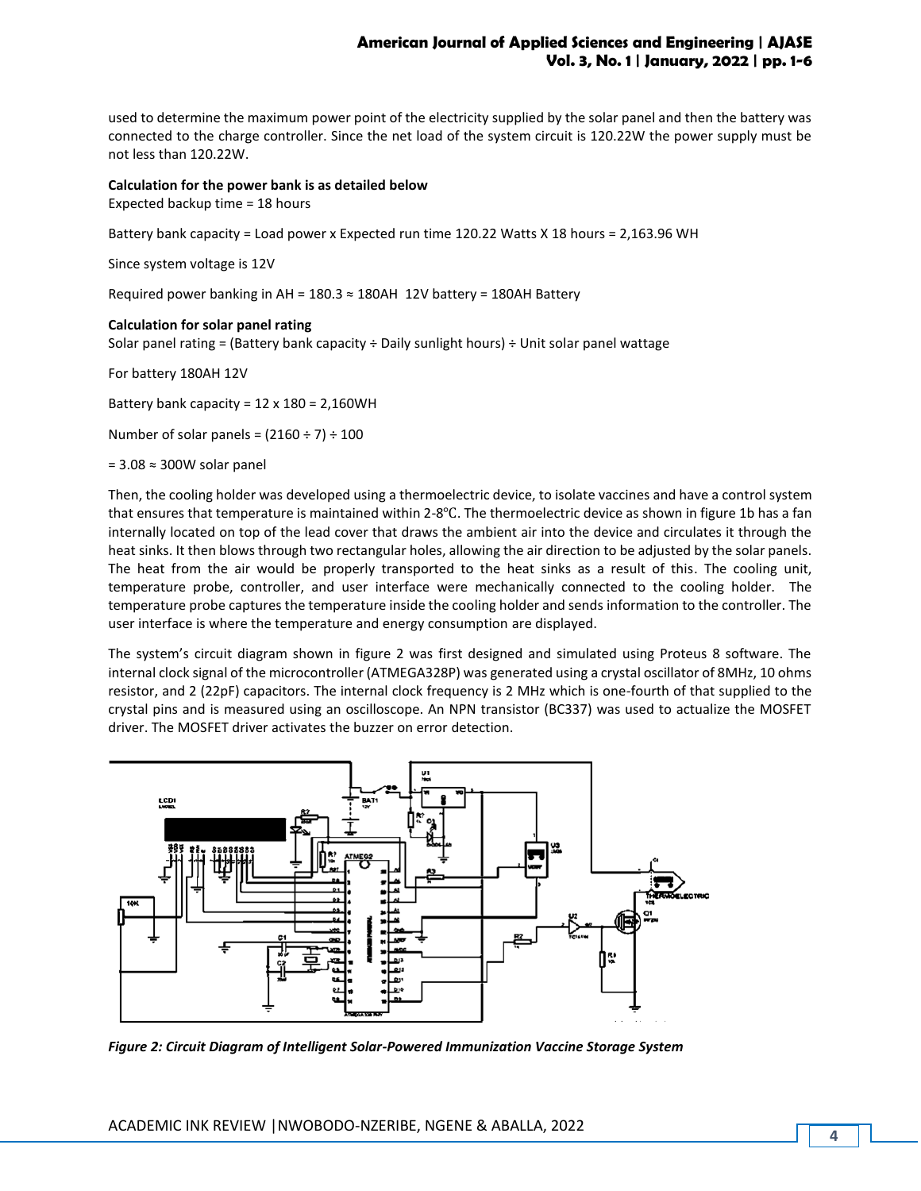used to determine the maximum power point of the electricity supplied by the solar panel and then the battery was connected to the charge controller. Since the net load of the system circuit is 120.22W the power supply must be not less than 120.22W.

**Calculation for the power bank is as detailed below**

Expected backup time = 18 hours

Battery bank capacity = Load power x Expected run time 120.22 Watts X 18 hours = 2,163.96 WH

Since system voltage is 12V

Required power banking in AH = 180.3 ≈ 180AH 12V battery = 180AH Battery

**Calculation for solar panel rating**

Solar panel rating = (Battery bank capacity ÷ Daily sunlight hours) ÷ Unit solar panel wattage

For battery 180AH 12V

Battery bank capacity = 12 x 180 = 2,160WH

Number of solar panels = (2160 ÷ 7) ÷ 100

= 3.08 ≈ 300W solar panel

Then, the cooling holder was developed using a thermoelectric device, to isolate vaccines and have a control system that ensures that temperature is maintained within 2-8℃. The thermoelectric device as shown in figure 1b has a fan internally located on top of the lead cover that draws the ambient air into the device and circulates it through the heat sinks. It then blows through two rectangular holes, allowing the air direction to be adjusted by the solar panels. The heat from the air would be properly transported to the heat sinks as a result of this. The cooling unit, temperature probe, controller, and user interface were mechanically connected to the cooling holder. The temperature probe captures the temperature inside the cooling holder and sends information to the controller. The user interface is where the temperature and energy consumption are displayed.

The system's circuit diagram shown in figure 2 was first designed and simulated using Proteus 8 software. The internal clock signal of the microcontroller (ATMEGA328P) was generated using a crystal oscillator of 8MHz, 10 ohms resistor, and 2 (22pF) capacitors. The internal clock frequency is 2 MHz which is one-fourth of that supplied to the crystal pins and is measured using an oscilloscope. An NPN transistor (BC337) was used to actualize the MOSFET driver. The MOSFET driver activates the buzzer on error detection.

*Figure 2: Circuit Diagram of Intelligent Solar-Powered Immunization Vaccine Storage System*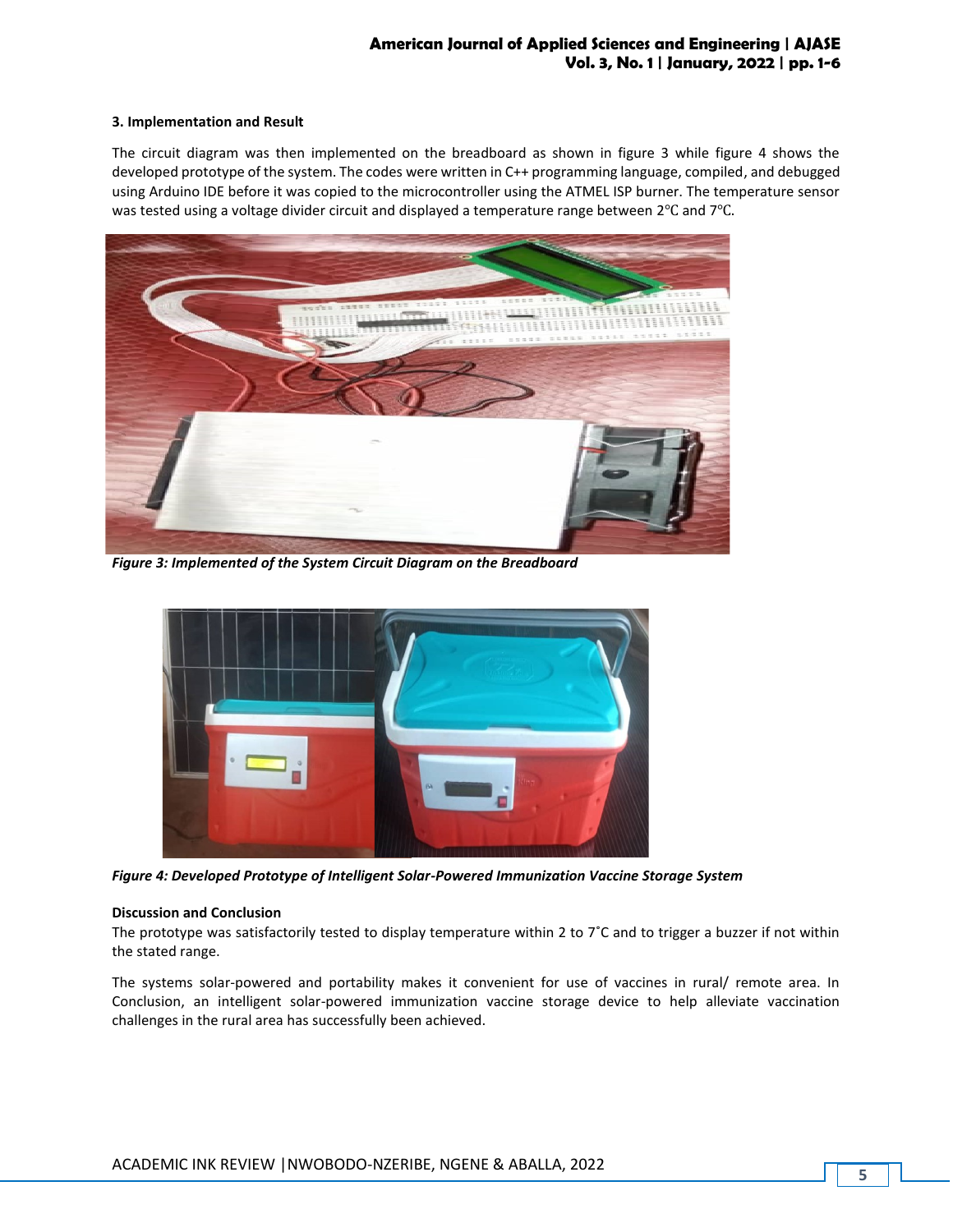### 3. Implementation and Result

The circuit diagram was then implemented on the breadboard as shown in figure 3 while figure 4 shows the developed prototype of the system. The codes were written in C++ programming language, compiled, and debugged using Arduino IDE before it was copied to the microcontroller using the ATMEL ISP burner. The temperature sensor was tested using a voltage divider circuit and displayed a temperature range between 2℃ and 7℃.

*Figure 3: Implemented of the System Circuit Diagram on the Breadboard*

*Figure 4: Developed Prototype of Intelligent Solar-Powered Immunization Vaccine Storage System*

### Discussion and Conclusion

The prototype was satisfactorily tested to display temperature within 2 to 7˚C and to trigger a buzzer if not within the stated range.

The systems solar-powered and portability makes it convenient for use of vaccines in rural/ remote area. In Conclusion, an intelligent solar-powered immunization vaccine storage device to help alleviate vaccination challenges in the rural area has successfully been achieved.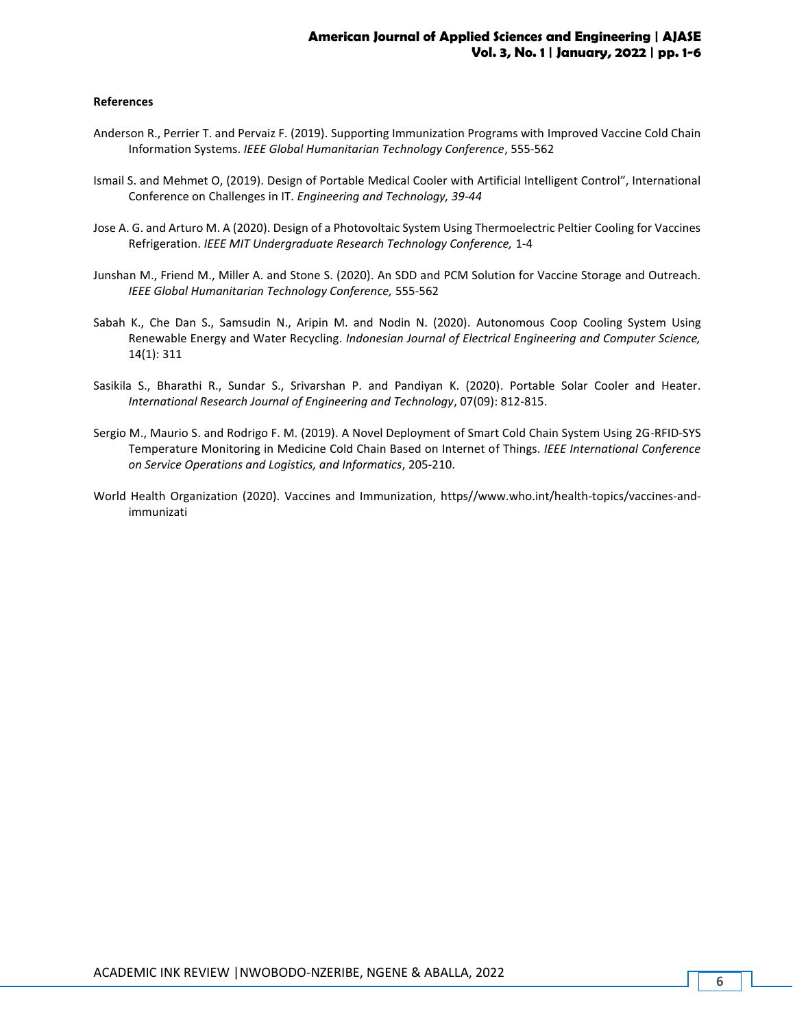**References**

Anderson R., Perrier T. and Pervaiz F. (2019). Supporting Immunization Programs with Improved Vaccine Cold Chain Information Systems. *IEEE Global Humanitarian Technology Conference*, 555-562

Ismail S. and Mehmet O, (2019). Design of Portable Medical Cooler with Artificial Intelligent Control", International Conference on Challenges in IT. *Engineering and Technology, 39-44*

Jose A. G. and Arturo M. A (2020). Design of a Photovoltaic System Using Thermoelectric Peltier Cooling for Vaccines Refrigeration. *IEEE MIT Undergraduate Research Technology Conference,* 1-4

Junshan M., Friend M., Miller A. and Stone S. (2020). An SDD and PCM Solution for Vaccine Storage and Outreach. *IEEE Global Humanitarian Technology Conference,* 555-562

Sabah K., Che Dan S., Samsudin N., Aripin M. and Nodin N. (2020). Autonomous Coop Cooling System Using Renewable Energy and Water Recycling. *Indonesian Journal of Electrical Engineering and Computer Science,* 14(1): 311

Sasikila S., Bharathi R., Sundar S., Srivarshan P. and Pandiyan K. (2020). Portable Solar Cooler and Heater. *International Research Journal of Engineering and Technology*, 07(09): 812-815.

Sergio M., Maurio S. and Rodrigo F. M. (2019). A Novel Deployment of Smart Cold Chain System Using 2G-RFID-SYS Temperature Monitoring in Medicine Cold Chain Based on Internet of Things. *IEEE International Conference on Service Operations and Logistics, and Informatics*, 205-210.

World Health Organization (2020). Vaccines and Immunization, https//www.who.int/health-topics/vaccines-and-immunizati